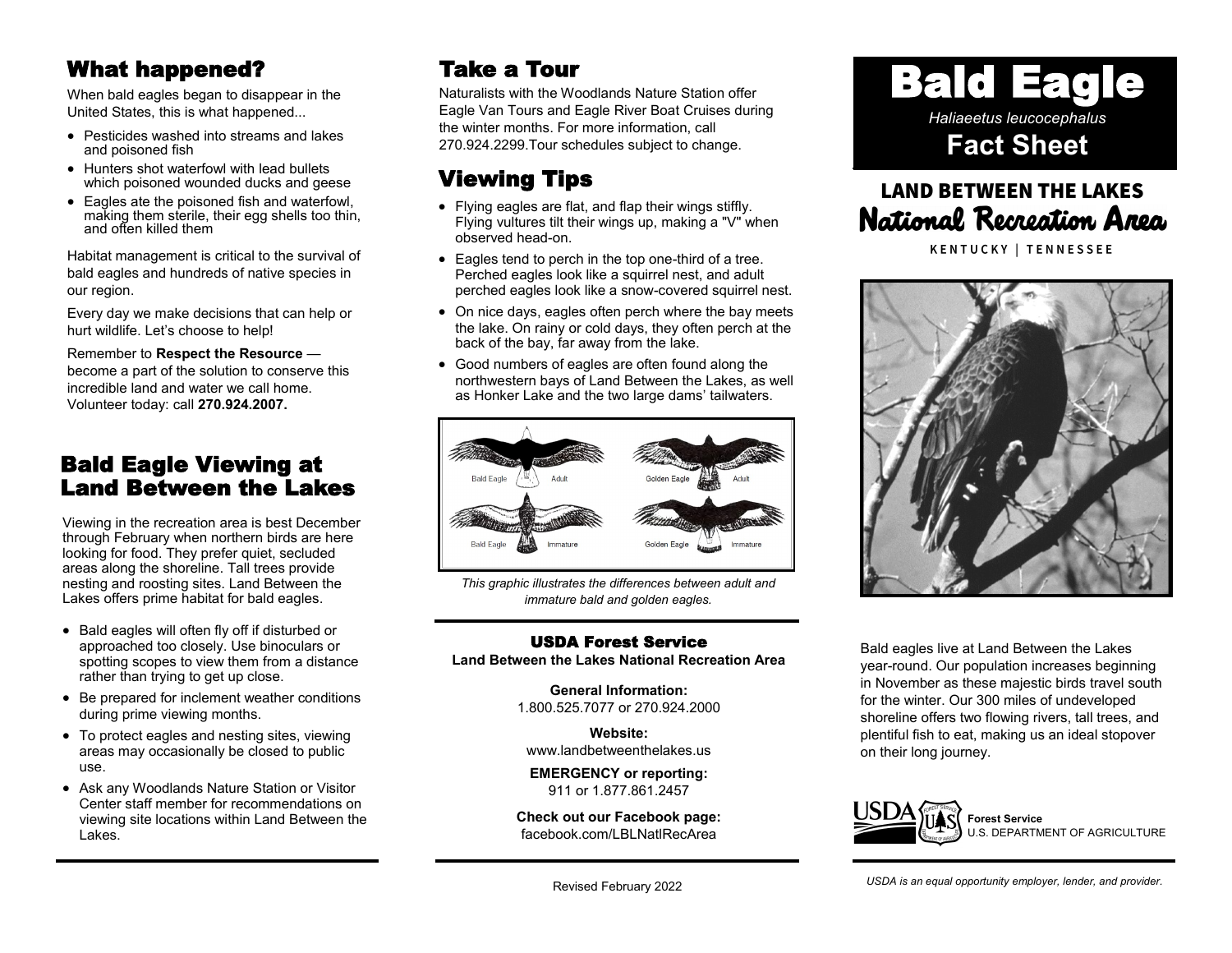## What happened?

When bald eagles began to disappear in the United States, this is what happened...

- Pesticides washed into streams and lakes and poisoned fish
- Hunters shot waterfowl with lead bullets which poisoned wounded ducks and geese
- Eagles ate the poisoned fish and waterfowl, making them sterile, their egg shells too thin, and often killed them

Habitat management is critical to the survival of bald eagles and hundreds of native species in our region.

Every day we make decisions that can help or hurt wildlife. Let's choose to help!

Remember to **Respect the Resource** — become a part of the solution to conserve this incredible land and water we call home. Volunteer today: call **270.924.2007.**

## Bald Eagle Viewing at Land Between the Lakes

Viewing in the recreation area is best December through February when northern birds are here looking for food. They prefer quiet, secluded areas along the shoreline. Tall trees provide nesting and roosting sites. Land Between the Lakes offers prime habitat for bald eagles.

- Bald eagles will often fly off if disturbed or approached too closely. Use binoculars or spotting scopes to view them from a distance rather than trying to get up close.
- Be prepared for inclement weather conditions during prime viewing months.
- To protect eagles and nesting sites, viewing areas may occasionally be closed to public use.
- Ask any Woodlands Nature Station or Visitor Center staff member for recommendations on viewing site locations within Land Between the Lakes.

## Take a Tour

Naturalists with the Woodlands Nature Station offer Eagle Van Tours and Eagle River Boat Cruises during the winter months. For more information, call 270.924.2299.Tour schedules subject to change.

## Viewing Tips

- Flying eagles are flat, and flap their wings stiffly. Flying vultures tilt their wings up, making a "V" when observed head-on.
- Eagles tend to perch in the top one-third of a tree. Perched eagles look like a squirrel nest, and adult perched eagles look like a snow-covered squirrel nest.
- On nice days, eagles often perch where the bay meets the lake. On rainy or cold days, they often perch at the back of the bay, far away from the lake.
- Good numbers of eagles are often found along the northwestern bays of Land Between the Lakes, as well as Honker Lake and the two large dams' tailwaters.

Bald Eagle Adult | Golden Eagle Adult | Bald Eagle Immature | Golden Eagle Immature

*This graphic illustrates the differences between adult and immature bald and golden eagles.*

**USDA Forest Service**
**Land Between the Lakes National Recreation Area**

**General Information:**
1.800.525.7077 or 270.924.2000

**Website:**
www.landbetweenthelakes.us

**EMERGENCY or reporting:**
911 or 1.877.861.2457

**Check out our Facebook page:**
facebook.com/LBLNatlRecArea

Revised February 2022

# Bald Eagle

*Haliaeetus leucocephalus*

**Fact Sheet**

**LAND BETWEEN THE LAKES**
**National Recreation Area**
KENTUCKY | TENNESSEE

Bald eagles live at Land Between the Lakes year-round. Our population increases beginning in November as these majestic birds travel south for the winter. Our 300 miles of undeveloped shoreline offers two flowing rivers, tall trees, and plentiful fish to eat, making us an ideal stopover on their long journey.

USDA **Forest Service**
U.S. DEPARTMENT OF AGRICULTURE

*USDA is an equal opportunity employer, lender, and provider.*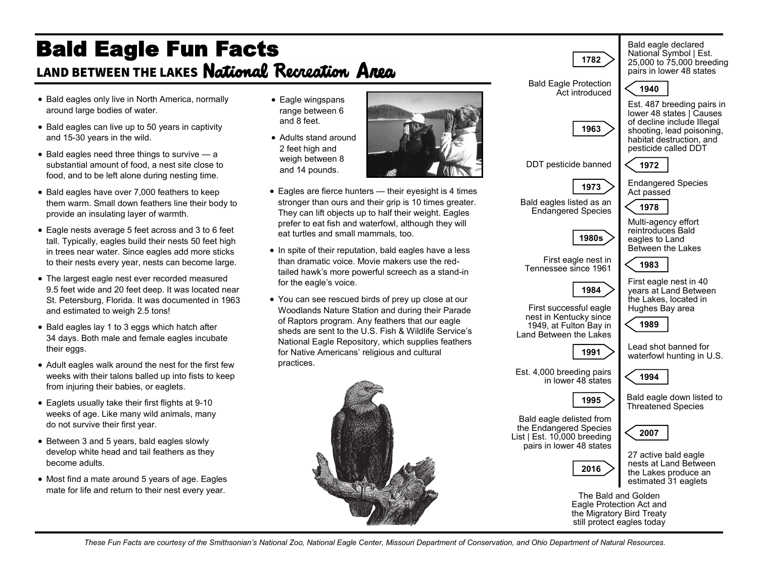# Bald Eagle Fun Facts

## LAND BETWEEN THE LAKES National Recreation Area

- Bald eagles only live in North America, normally around large bodies of water.
- Bald eagles can live up to 50 years in captivity and 15-30 years in the wild.
- Bald eagles need three things to survive — a substantial amount of food, a nest site close to food, and to be left alone during nesting time.
- Bald eagles have over 7,000 feathers to keep them warm. Small down feathers line their body to provide an insulating layer of warmth.
- Eagle nests average 5 feet across and 3 to 6 feet tall. Typically, eagles build their nests 50 feet high in trees near water. Since eagles add more sticks to their nests every year, nests can become large.
- The largest eagle nest ever recorded measured 9.5 feet wide and 20 feet deep. It was located near St. Petersburg, Florida. It was documented in 1963 and estimated to weigh 2.5 tons!
- Bald eagles lay 1 to 3 eggs which hatch after 34 days. Both male and female eagles incubate their eggs.
- Adult eagles walk around the nest for the first few weeks with their talons balled up into fists to keep from injuring their babies, or eaglets.
- Eaglets usually take their first flights at 9-10 weeks of age. Like many wild animals, many do not survive their first year.
- Between 3 and 5 years, bald eagles slowly develop white head and tail feathers as they become adults.
- Most find a mate around 5 years of age. Eagles mate for life and return to their nest every year.
- Eagle wingspans range between 6 and 8 feet.
- Adults stand around 2 feet high and weigh between 8 and 14 pounds.
- Eagles are fierce hunters — their eyesight is 4 times stronger than ours and their grip is 10 times greater. They can lift objects up to half their weight. Eagles prefer to eat fish and waterfowl, although they will eat turtles and small mammals, too.
- In spite of their reputation, bald eagles have a less than dramatic voice. Movie makers use the red-tailed hawk's more powerful screech as a stand-in for the eagle's voice.
- You can see rescued birds of prey up close at our Woodlands Nature Station and during their Parade of Raptors program. Any feathers that our eagle sheds are sent to the U.S. Fish & Wildlife Service's National Eagle Repository, which supplies feathers for Native Americans' religious and cultural practices.

**1782** — Bald eagle declared National Symbol | Est. 25,000 to 75,000 breeding pairs in lower 48 states

**1940** — Bald Eagle Protection Act introduced

**1963** — Est. 487 breeding pairs in lower 48 states | Causes of decline include Illegal shooting, lead poisoning, habitat destruction, and pesticide called DDT

**1972** — DDT pesticide banned

**1973** — Endangered Species Act passed

**1978** — Bald eagles listed as an Endangered Species

**1980s** — Multi-agency effort reintroduces Bald eagles to Land Between the Lakes

**1983** — First eagle nest in Tennessee since 1961

**1984** — First eagle nest in 40 years at Land Between the Lakes, located in Hughes Bay area

**1989** — First successful eagle nest in Kentucky since 1949, at Fulton Bay in Land Between the Lakes

**1991** — Lead shot banned for waterfowl hunting in U.S.

**1994** — Est. 4,000 breeding pairs in lower 48 states

**1995** — Bald eagle down listed to Threatened Species

**2007** — Bald eagle delisted from the Endangered Species List | Est. 10,000 breeding pairs in lower 48 states

**2016** — 27 active bald eagle nests at Land Between the Lakes produce an estimated 31 eaglets

The Bald and Golden Eagle Protection Act and the Migratory Bird Treaty still protect eagles today

*These Fun Facts are courtesy of the Smithsonian's National Zoo, National Eagle Center, Missouri Department of Conservation, and Ohio Department of Natural Resources.*